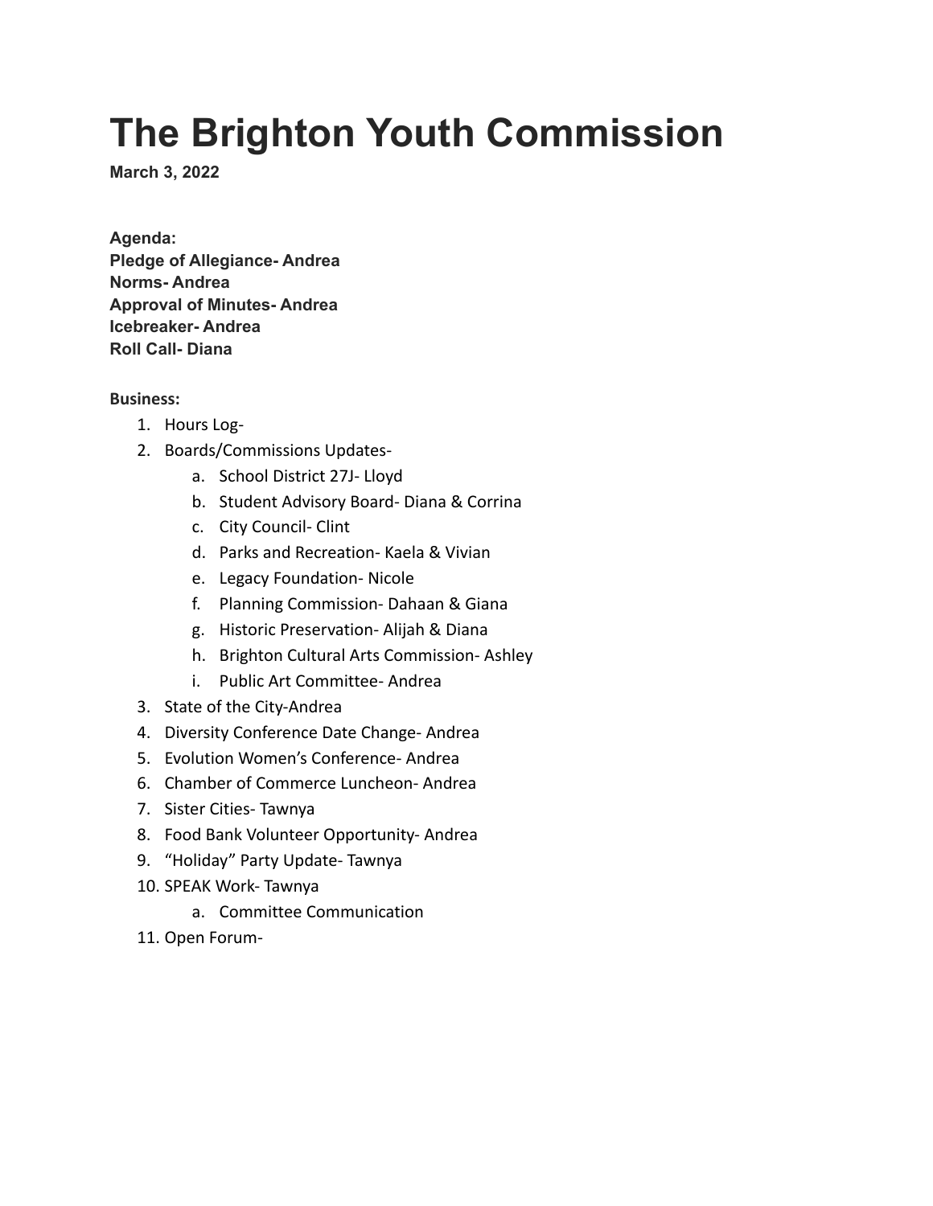# The Brighton Youth Commission

**March 3, 2022**

**Agenda:**
**Pledge of Allegiance- Andrea**
**Norms- Andrea**
**Approval of Minutes- Andrea**
**Icebreaker- Andrea**
**Roll Call- Diana**

**Business:**

1. Hours Log-
2. Boards/Commissions Updates-
    a. School District 27J- Lloyd
    b. Student Advisory Board- Diana & Corrina
    c. City Council- Clint
    d. Parks and Recreation- Kaela & Vivian
    e. Legacy Foundation- Nicole
    f. Planning Commission- Dahaan & Giana
    g. Historic Preservation- Alijah & Diana
    h. Brighton Cultural Arts Commission- Ashley
    i. Public Art Committee- Andrea
3. State of the City-Andrea
4. Diversity Conference Date Change- Andrea
5. Evolution Women's Conference- Andrea
6. Chamber of Commerce Luncheon- Andrea
7. Sister Cities- Tawnya
8. Food Bank Volunteer Opportunity- Andrea
9. "Holiday" Party Update- Tawnya
10. SPEAK Work- Tawnya
    a. Committee Communication
11. Open Forum-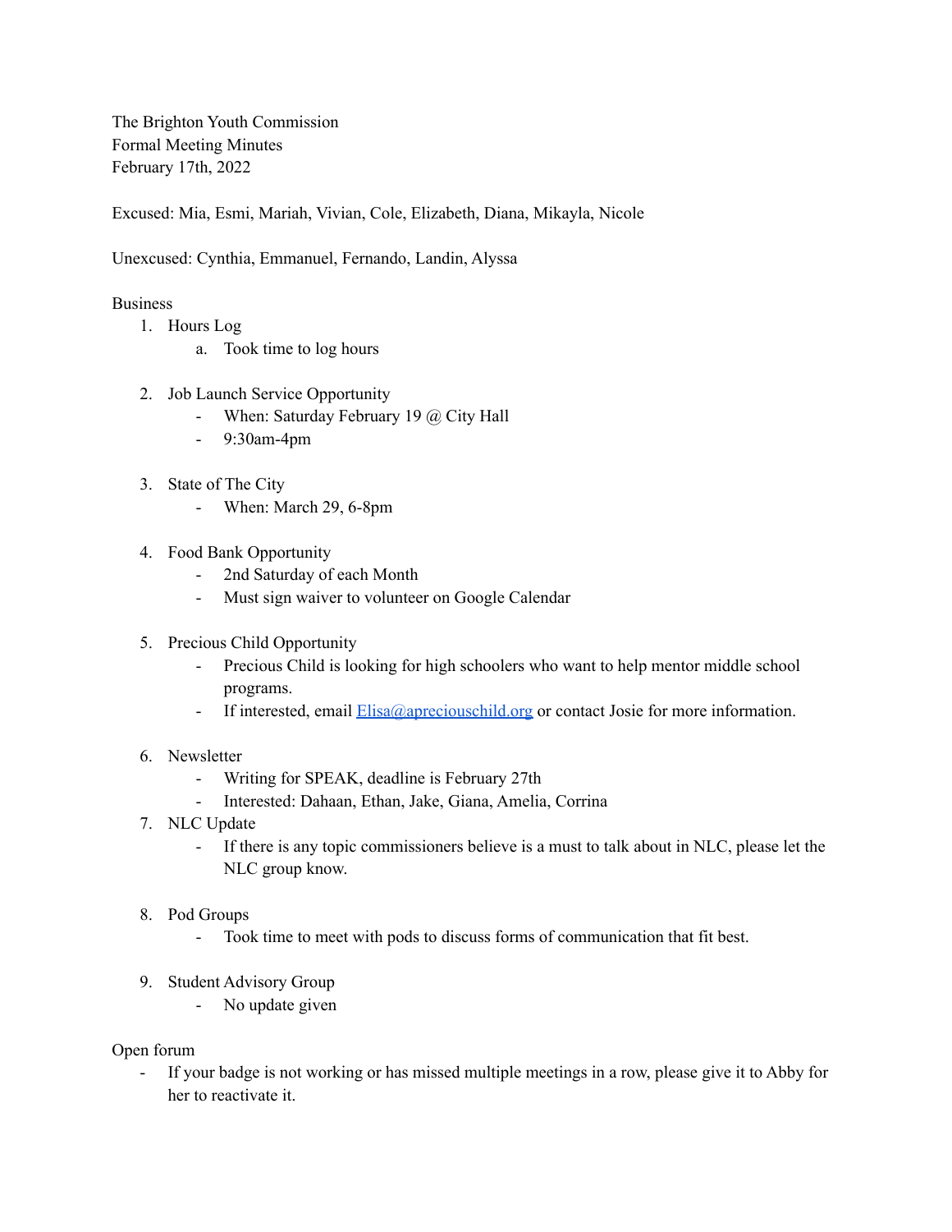The Brighton Youth Commission
Formal Meeting Minutes
February 17th, 2022

Excused: Mia, Esmi, Mariah, Vivian, Cole, Elizabeth, Diana, Mikayla, Nicole

Unexcused: Cynthia, Emmanuel, Fernando, Landin, Alyssa

Business

1. Hours Log
   a. Took time to log hours

2. Job Launch Service Opportunity
   - When: Saturday February 19 @ City Hall
   - 9:30am-4pm

3. State of The City
   - When: March 29, 6-8pm

4. Food Bank Opportunity
   - 2nd Saturday of each Month
   - Must sign waiver to volunteer on Google Calendar

5. Precious Child Opportunity
   - Precious Child is looking for high schoolers who want to help mentor middle school programs.
   - If interested, email Elisa@apreciouschild.org or contact Josie for more information.

6. Newsletter
   - Writing for SPEAK, deadline is February 27th
   - Interested: Dahaan, Ethan, Jake, Giana, Amelia, Corrina

7. NLC Update
   - If there is any topic commissioners believe is a must to talk about in NLC, please let the NLC group know.

8. Pod Groups
   - Took time to meet with pods to discuss forms of communication that fit best.

9. Student Advisory Group
   - No update given

Open forum

- If your badge is not working or has missed multiple meetings in a row, please give it to Abby for her to reactivate it.